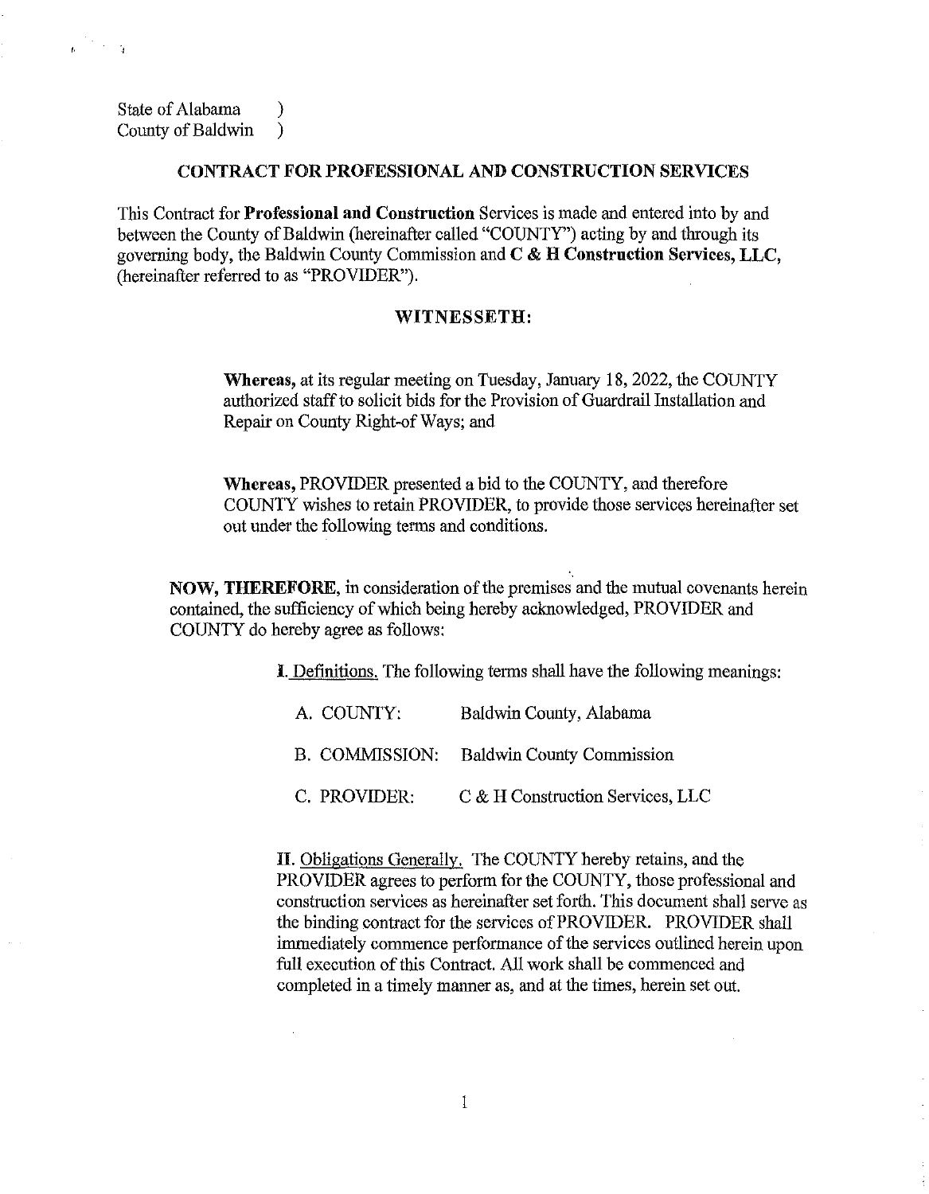State of Alabama )
County of Baldwin )

## CONTRACT FOR PROFESSIONAL AND CONSTRUCTION SERVICES

This Contract for **Professional and Construction** Services is made and entered into by and between the County of Baldwin (hereinafter called "COUNTY") acting by and through its governing body, the Baldwin County Commission and **C & H Construction Services, LLC**, (hereinafter referred to as "PROVIDER").

### WITNESSETH:

**Whereas,** at its regular meeting on Tuesday, January 18, 2022, the COUNTY authorized staff to solicit bids for the Provision of Guardrail Installation and Repair on County Right-of Ways; and

**Whereas,** PROVIDER presented a bid to the COUNTY, and therefore COUNTY wishes to retain PROVIDER, to provide those services hereinafter set out under the following terms and conditions.

**NOW, THEREFORE,** in consideration of the premises and the mutual covenants herein contained, the sufficiency of which being hereby acknowledged, PROVIDER and COUNTY do hereby agree as follows:

**I.** Definitions. The following terms shall have the following meanings:

A. COUNTY: Baldwin County, Alabama

B. COMMISSION: Baldwin County Commission

C. PROVIDER: C & H Construction Services, LLC

**II.** Obligations Generally. The COUNTY hereby retains, and the PROVIDER agrees to perform for the COUNTY, those professional and construction services as hereinafter set forth. This document shall serve as the binding contract for the services of PROVIDER. PROVIDER shall immediately commence performance of the services outlined herein upon full execution of this Contract. All work shall be commenced and completed in a timely manner as, and at the times, herein set out.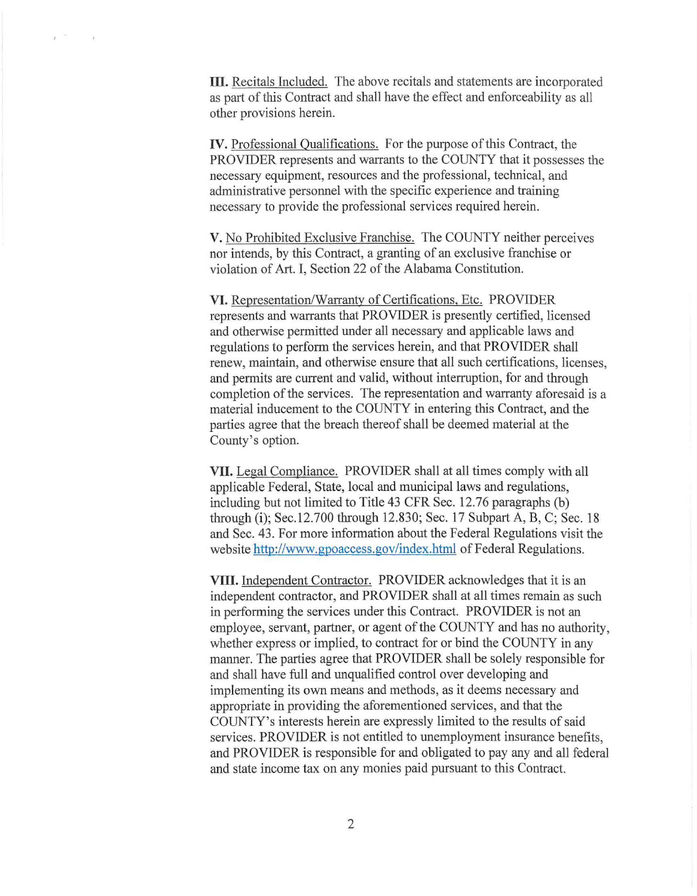**III.** Recitals Included. The above recitals and statements are incorporated as part of this Contract and shall have the effect and enforceability as all other provisions herein.

**IV.** Professional Qualifications. For the purpose of this Contract, the PROVIDER represents and warrants to the COUNTY that it possesses the necessary equipment, resources and the professional, technical, and administrative personnel with the specific experience and training necessary to provide the professional services required herein.

**V.** No Prohibited Exclusive Franchise. The COUNTY neither perceives nor intends, by this Contract, a granting of an exclusive franchise or violation of Art. I, Section 22 of the Alabama Constitution.

**VI.** Representation/Warranty of Certifications, Etc. PROVIDER represents and warrants that PROVIDER is presently certified, licensed and otherwise permitted under all necessary and applicable laws and regulations to perform the services herein, and that PROVIDER shall renew, maintain, and otherwise ensure that all such certifications, licenses, and permits are current and valid, without interruption, for and through completion of the services. The representation and warranty aforesaid is a material inducement to the COUNTY in entering this Contract, and the parties agree that the breach thereof shall be deemed material at the County's option.

**VII.** Legal Compliance. PROVIDER shall at all times comply with all applicable Federal, State, local and municipal laws and regulations, including but not limited to Title 43 CFR Sec. 12.76 paragraphs (b) through (i); Sec.12.700 through 12.830; Sec. 17 Subpart A, B, C; Sec. 18 and Sec. 43. For more information about the Federal Regulations visit the website http://www.gpoaccess.gov/index.html of Federal Regulations.

**VIII.** Independent Contractor. PROVIDER acknowledges that it is an independent contractor, and PROVIDER shall at all times remain as such in performing the services under this Contract. PROVIDER is not an employee, servant, partner, or agent of the COUNTY and has no authority, whether express or implied, to contract for or bind the COUNTY in any manner. The parties agree that PROVIDER shall be solely responsible for and shall have full and unqualified control over developing and implementing its own means and methods, as it deems necessary and appropriate in providing the aforementioned services, and that the COUNTY's interests herein are expressly limited to the results of said services. PROVIDER is not entitled to unemployment insurance benefits, and PROVIDER is responsible for and obligated to pay any and all federal and state income tax on any monies paid pursuant to this Contract.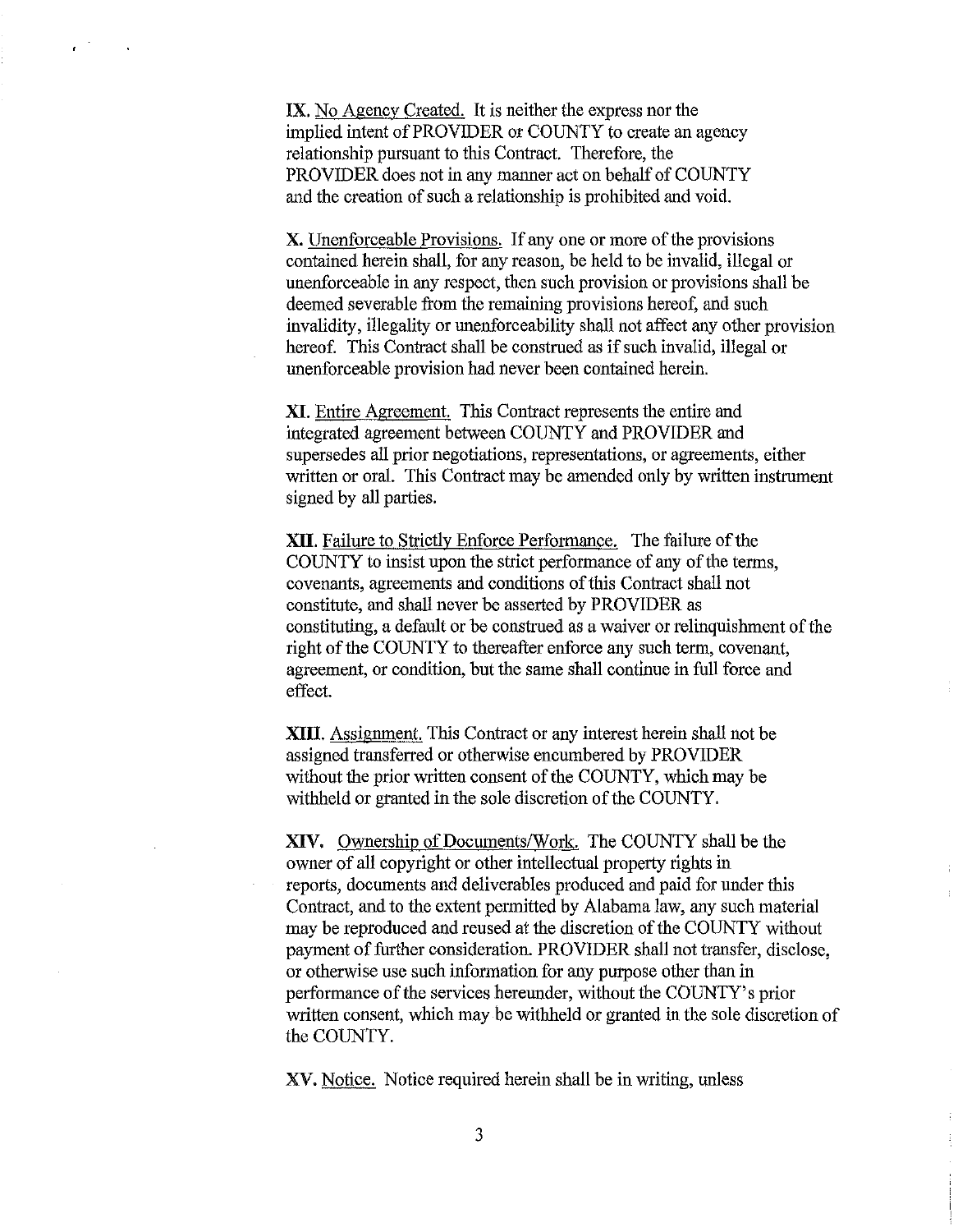**IX.** No Agency Created. It is neither the express nor the implied intent of PROVIDER or COUNTY to create an agency relationship pursuant to this Contract. Therefore, the PROVIDER does not in any manner act on behalf of COUNTY and the creation of such a relationship is prohibited and void.

**X.** Unenforceable Provisions. If any one or more of the provisions contained herein shall, for any reason, be held to be invalid, illegal or unenforceable in any respect, then such provision or provisions shall be deemed severable from the remaining provisions hereof, and such invalidity, illegality or unenforceability shall not affect any other provision hereof. This Contract shall be construed as if such invalid, illegal or unenforceable provision had never been contained herein.

**XI.** Entire Agreement. This Contract represents the entire and integrated agreement between COUNTY and PROVIDER and supersedes all prior negotiations, representations, or agreements, either written or oral. This Contract may be amended only by written instrument signed by all parties.

**XII.** Failure to Strictly Enforce Performance. The failure of the COUNTY to insist upon the strict performance of any of the terms, covenants, agreements and conditions of this Contract shall not constitute, and shall never be asserted by PROVIDER as constituting, a default or be construed as a waiver or relinquishment of the right of the COUNTY to thereafter enforce any such term, covenant, agreement, or condition, but the same shall continue in full force and effect.

**XIII.** Assignment. This Contract or any interest herein shall not be assigned transferred or otherwise encumbered by PROVIDER without the prior written consent of the COUNTY, which may be withheld or granted in the sole discretion of the COUNTY.

**XIV.** Ownership of Documents/Work. The COUNTY shall be the owner of all copyright or other intellectual property rights in reports, documents and deliverables produced and paid for under this Contract, and to the extent permitted by Alabama law, any such material may be reproduced and reused at the discretion of the COUNTY without payment of further consideration. PROVIDER shall not transfer, disclose, or otherwise use such information for any purpose other than in performance of the services hereunder, without the COUNTY's prior written consent, which may be withheld or granted in the sole discretion of the COUNTY.

**XV.** Notice. Notice required herein shall be in writing, unless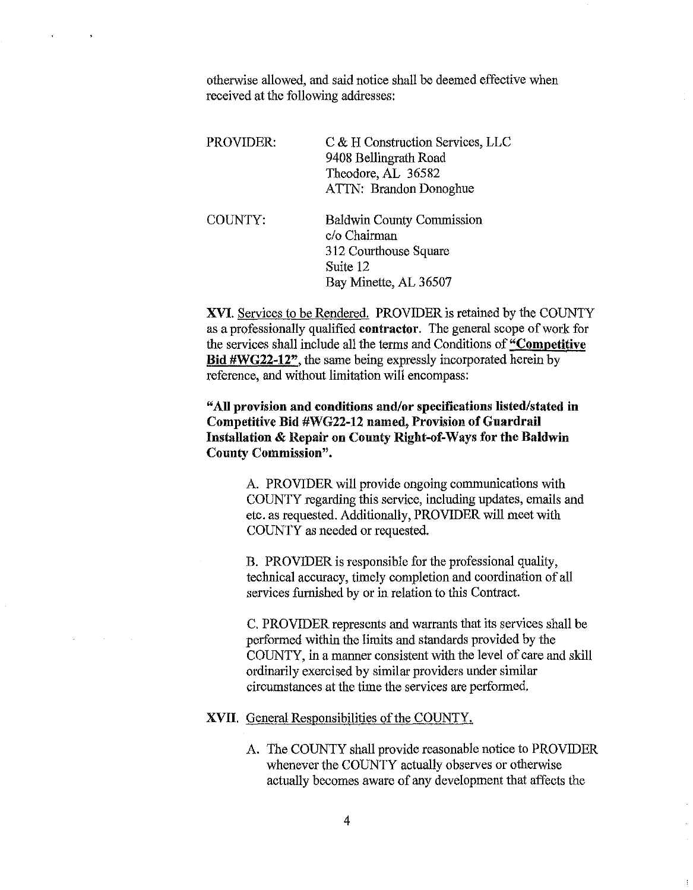otherwise allowed, and said notice shall be deemed effective when received at the following addresses:

PROVIDER: C & H Construction Services, LLC
9408 Bellingrath Road
Theodore, AL 36582
ATTN: Brandon Donoghue

COUNTY: Baldwin County Commission
c/o Chairman
312 Courthouse Square
Suite 12
Bay Minette, AL 36507

**XVI.** Services to be Rendered. PROVIDER is retained by the COUNTY as a professionally qualified **contractor**. The general scope of work for the services shall include all the terms and Conditions of **"Competitive Bid #WG22-12"**, the same being expressly incorporated herein by reference, and without limitation will encompass:

**"All provision and conditions and/or specifications listed/stated in Competitive Bid #WG22-12 named, Provision of Guardrail Installation & Repair on County Right-of-Ways for the Baldwin County Commission".**

A. PROVIDER will provide ongoing communications with COUNTY regarding this service, including updates, emails and etc. as requested. Additionally, PROVIDER will meet with COUNTY as needed or requested.

B. PROVIDER is responsible for the professional quality, technical accuracy, timely completion and coordination of all services furnished by or in relation to this Contract.

C. PROVIDER represents and warrants that its services shall be performed within the limits and standards provided by the COUNTY, in a manner consistent with the level of care and skill ordinarily exercised by similar providers under similar circumstances at the time the services are performed.

**XVII.** General Responsibilities of the COUNTY.

A. The COUNTY shall provide reasonable notice to PROVIDER whenever the COUNTY actually observes or otherwise actually becomes aware of any development that affects the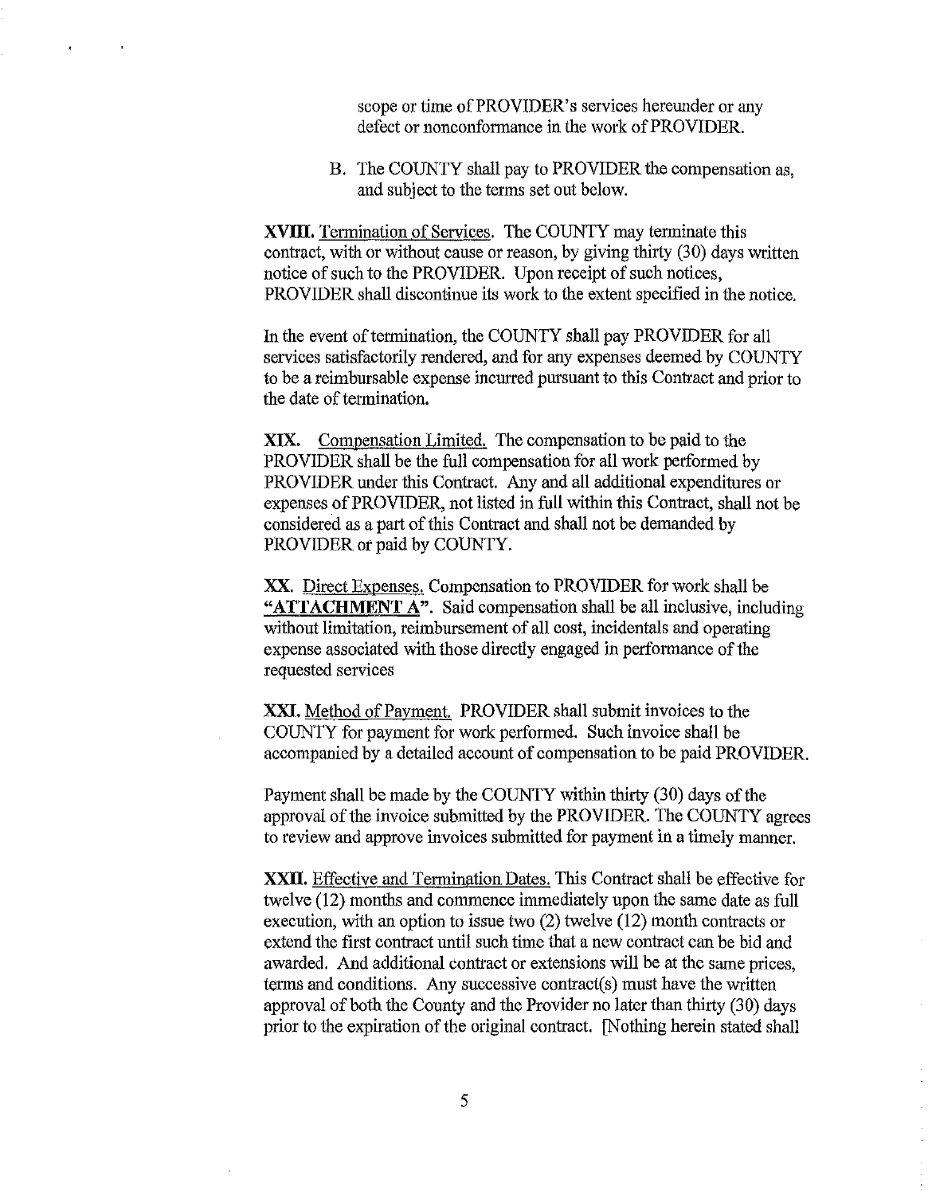scope or time of PROVIDER's services hereunder or any defect or nonconformance in the work of PROVIDER.

B. The COUNTY shall pay to PROVIDER the compensation as, and subject to the terms set out below.

**XVIII.** Termination of Services. The COUNTY may terminate this contract, with or without cause or reason, by giving thirty (30) days written notice of such to the PROVIDER. Upon receipt of such notices, PROVIDER shall discontinue its work to the extent specified in the notice.

In the event of termination, the COUNTY shall pay PROVIDER for all services satisfactorily rendered, and for any expenses deemed by COUNTY to be a reimbursable expense incurred pursuant to this Contract and prior to the date of termination.

**XIX.** Compensation Limited. The compensation to be paid to the PROVIDER shall be the full compensation for all work performed by PROVIDER under this Contract. Any and all additional expenditures or expenses of PROVIDER, not listed in full within this Contract, shall not be considered as a part of this Contract and shall not be demanded by PROVIDER or paid by COUNTY.

**XX.** Direct Expenses. Compensation to PROVIDER for work shall be **"ATTACHMENT A"**. Said compensation shall be all inclusive, including without limitation, reimbursement of all cost, incidentals and operating expense associated with those directly engaged in performance of the requested services

**XXI.** Method of Payment. PROVIDER shall submit invoices to the COUNTY for payment for work performed. Such invoice shall be accompanied by a detailed account of compensation to be paid PROVIDER.

Payment shall be made by the COUNTY within thirty (30) days of the approval of the invoice submitted by the PROVIDER. The COUNTY agrees to review and approve invoices submitted for payment in a timely manner.

**XXII.** Effective and Termination Dates. This Contract shall be effective for twelve (12) months and commence immediately upon the same date as full execution, with an option to issue two (2) twelve (12) month contracts or extend the first contract until such time that a new contract can be bid and awarded. And additional contract or extensions will be at the same prices, terms and conditions. Any successive contract(s) must have the written approval of both the County and the Provider no later than thirty (30) days prior to the expiration of the original contract. [Nothing herein stated shall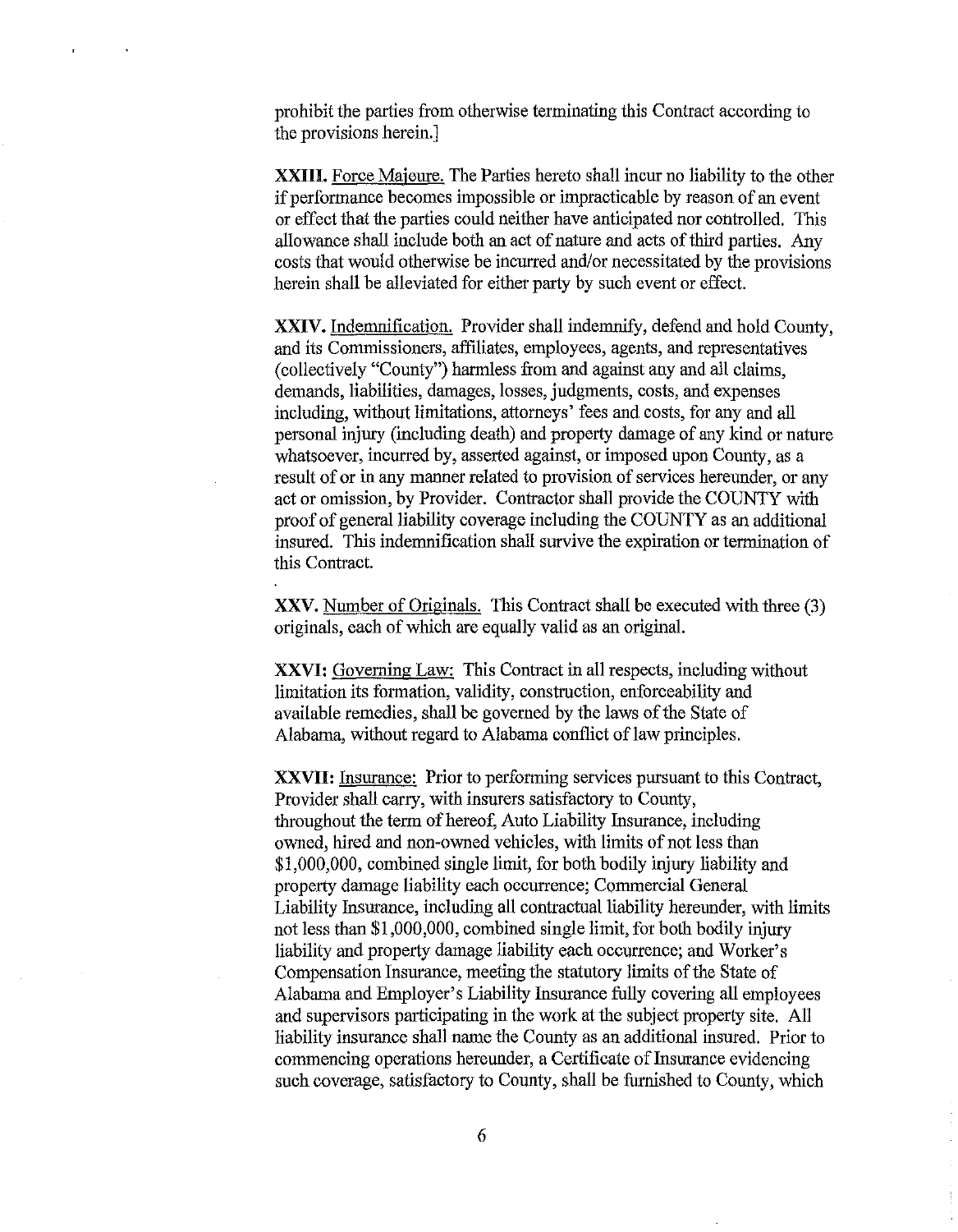prohibit the parties from otherwise terminating this Contract according to the provisions herein.]

**XXIII.** Force Majeure. The Parties hereto shall incur no liability to the other if performance becomes impossible or impracticable by reason of an event or effect that the parties could neither have anticipated nor controlled. This allowance shall include both an act of nature and acts of third parties. Any costs that would otherwise be incurred and/or necessitated by the provisions herein shall be alleviated for either party by such event or effect.

**XXIV.** Indemnification. Provider shall indemnify, defend and hold County, and its Commissioners, affiliates, employees, agents, and representatives (collectively "County") harmless from and against any and all claims, demands, liabilities, damages, losses, judgments, costs, and expenses including, without limitations, attorneys' fees and costs, for any and all personal injury (including death) and property damage of any kind or nature whatsoever, incurred by, asserted against, or imposed upon County, as a result of or in any manner related to provision of services hereunder, or any act or omission, by Provider. Contractor shall provide the COUNTY with proof of general liability coverage including the COUNTY as an additional insured. This indemnification shall survive the expiration or termination of this Contract.

**XXV.** Number of Originals. This Contract shall be executed with three (3) originals, each of which are equally valid as an original.

**XXVI:** Governing Law: This Contract in all respects, including without limitation its formation, validity, construction, enforceability and available remedies, shall be governed by the laws of the State of Alabama, without regard to Alabama conflict of law principles.

**XXVII:** Insurance: Prior to performing services pursuant to this Contract, Provider shall carry, with insurers satisfactory to County, throughout the term of hereof, Auto Liability Insurance, including owned, hired and non-owned vehicles, with limits of not less than $1,000,000, combined single limit, for both bodily injury liability and property damage liability each occurrence; Commercial General Liability Insurance, including all contractual liability hereunder, with limits not less than $1,000,000, combined single limit, for both bodily injury liability and property damage liability each occurrence; and Worker's Compensation Insurance, meeting the statutory limits of the State of Alabama and Employer's Liability Insurance fully covering all employees and supervisors participating in the work at the subject property site. All liability insurance shall name the County as an additional insured. Prior to commencing operations hereunder, a Certificate of Insurance evidencing such coverage, satisfactory to County, shall be furnished to County, which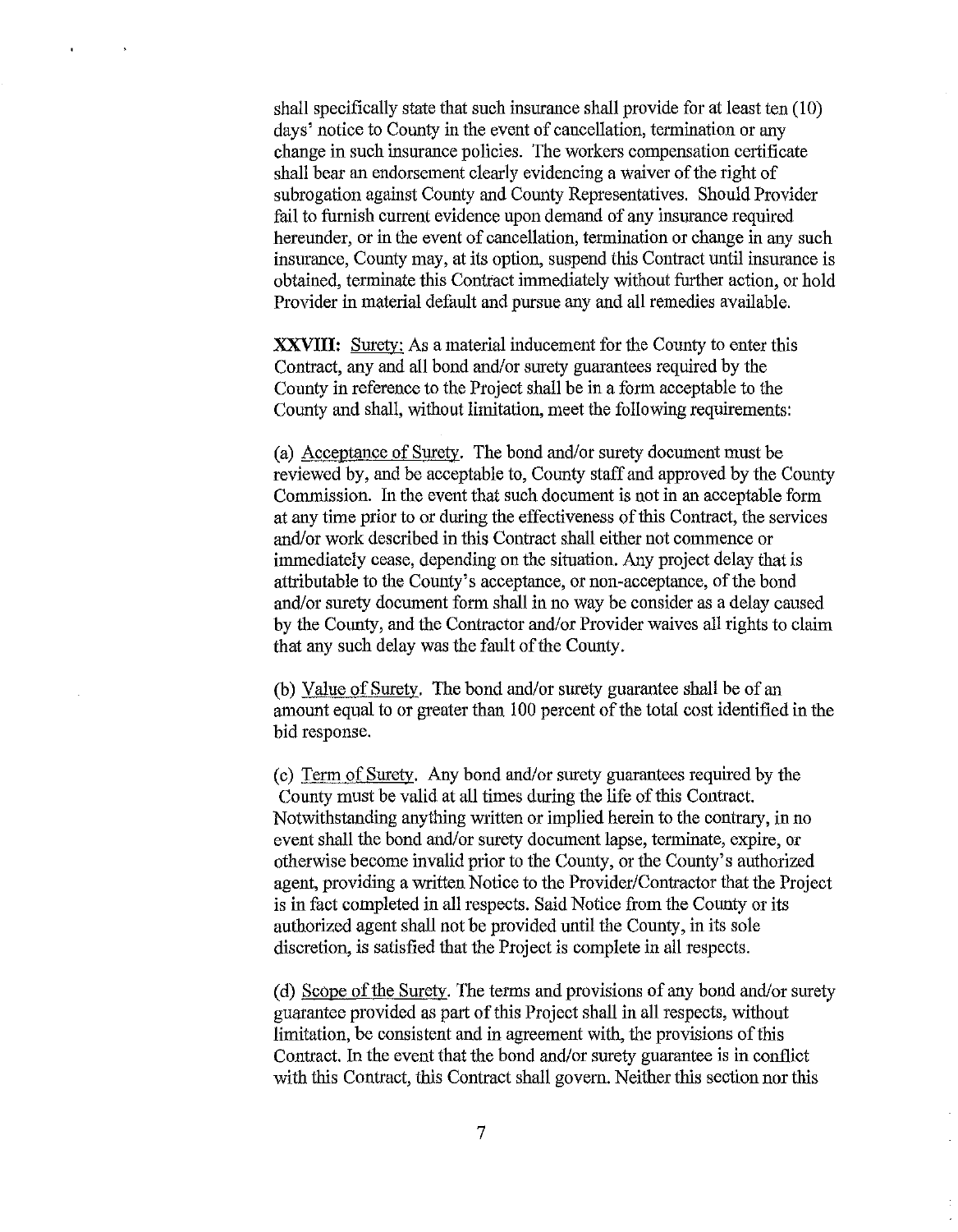shall specifically state that such insurance shall provide for at least ten (10) days' notice to County in the event of cancellation, termination or any change in such insurance policies. The workers compensation certificate shall bear an endorsement clearly evidencing a waiver of the right of subrogation against County and County Representatives. Should Provider fail to furnish current evidence upon demand of any insurance required hereunder, or in the event of cancellation, termination or change in any such insurance, County may, at its option, suspend this Contract until insurance is obtained, terminate this Contract immediately without further action, or hold Provider in material default and pursue any and all remedies available.

**XXVIII:** Surety: As a material inducement for the County to enter this Contract, any and all bond and/or surety guarantees required by the County in reference to the Project shall be in a form acceptable to the County and shall, without limitation, meet the following requirements:

(a) Acceptance of Surety. The bond and/or surety document must be reviewed by, and be acceptable to, County staff and approved by the County Commission. In the event that such document is not in an acceptable form at any time prior to or during the effectiveness of this Contract, the services and/or work described in this Contract shall either not commence or immediately cease, depending on the situation. Any project delay that is attributable to the County's acceptance, or non-acceptance, of the bond and/or surety document form shall in no way be consider as a delay caused by the County, and the Contractor and/or Provider waives all rights to claim that any such delay was the fault of the County.

(b) Value of Surety. The bond and/or surety guarantee shall be of an amount equal to or greater than 100 percent of the total cost identified in the bid response.

(c) Term of Surety. Any bond and/or surety guarantees required by the County must be valid at all times during the life of this Contract. Notwithstanding anything written or implied herein to the contrary, in no event shall the bond and/or surety document lapse, terminate, expire, or otherwise become invalid prior to the County, or the County's authorized agent, providing a written Notice to the Provider/Contractor that the Project is in fact completed in all respects. Said Notice from the County or its authorized agent shall not be provided until the County, in its sole discretion, is satisfied that the Project is complete in all respects.

(d) Scope of the Surety. The terms and provisions of any bond and/or surety guarantee provided as part of this Project shall in all respects, without limitation, be consistent and in agreement with, the provisions of this Contract. In the event that the bond and/or surety guarantee is in conflict with this Contract, this Contract shall govern. Neither this section nor this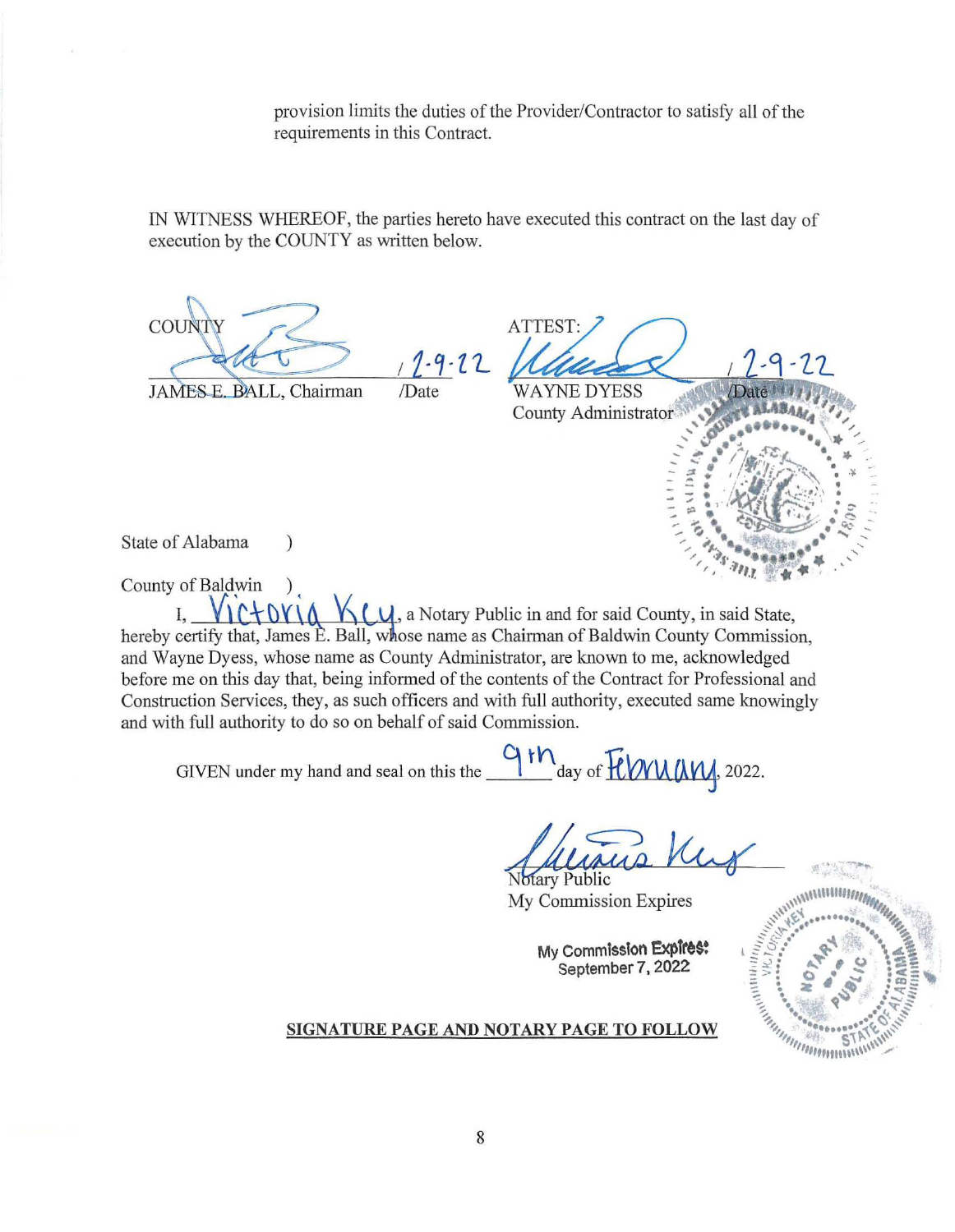provision limits the duties of the Provider/Contractor to satisfy all of the requirements in this Contract.

IN WITNESS WHEREOF, the parties hereto have executed this contract on the last day of execution by the COUNTY as written below.

| COUNTY | | ATTEST: | |
|---|---|---|---|
| JAMES E. BALL, Chairman | /2-9-22 /Date | WAYNE DYESS County Administrator | /2-9-22 /Date |

State of Alabama )

County of Baldwin )

I, Victoria Key, a Notary Public in and for said County, in said State, hereby certify that, James E. Ball, whose name as Chairman of Baldwin County Commission, and Wayne Dyess, whose name as County Administrator, are known to me, acknowledged before me on this day that, being informed of the contents of the Contract for Professional and Construction Services, they, as such officers and with full authority, executed same knowingly and with full authority to do so on behalf of said Commission.

GIVEN under my hand and seal on this the 9th day of February, 2022.

Notary Public
My Commission Expires

My Commission Expires:
September 7, 2022

**SIGNATURE PAGE AND NOTARY PAGE TO FOLLOW**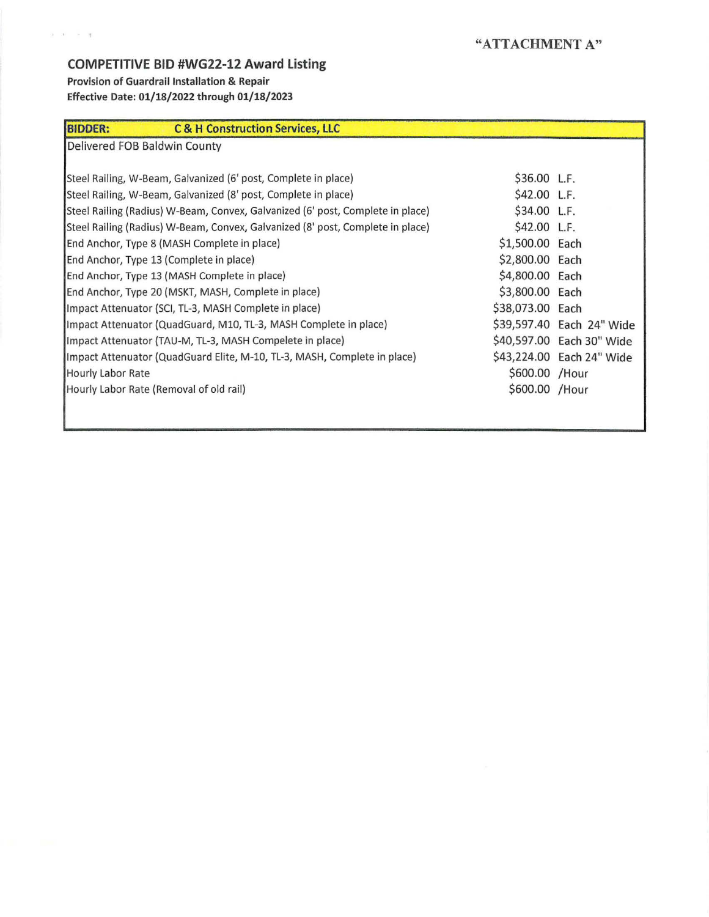**"ATTACHMENT A"**

## COMPETITIVE BID #WG22-12 Award Listing

**Provision of Guardrail Installation & Repair**

**Effective Date: 01/18/2022 through 01/18/2023**

| BIDDER: C & H Construction Services, LLC | | |
|---|---|---|
| Delivered FOB Baldwin County | | |
| Steel Railing, W-Beam, Galvanized (6' post, Complete in place) | $36.00 | L.F. |
| Steel Railing, W-Beam, Galvanized (8' post, Complete in place) | $42.00 | L.F. |
| Steel Railing (Radius) W-Beam, Convex, Galvanized (6' post, Complete in place) | $34.00 | L.F. |
| Steel Railing (Radius) W-Beam, Convex, Galvanized (8' post, Complete in place) | $42.00 | L.F. |
| End Anchor, Type 8 (MASH Complete in place) | $1,500.00 | Each |
| End Anchor, Type 13 (Complete in place) | $2,800.00 | Each |
| End Anchor, Type 13 (MASH Complete in place) | $4,800.00 | Each |
| End Anchor, Type 20 (MSKT, MASH, Complete in place) | $3,800.00 | Each |
| Impact Attenuator (SCI, TL-3, MASH Complete in place) | $38,073.00 | Each |
| Impact Attenuator (QuadGuard, M10, TL-3, MASH Complete in place) | $39,597.40 | Each 24" Wide |
| Impact Attenuator (TAU-M, TL-3, MASH Compelete in place) | $40,597.00 | Each 30" Wide |
| Impact Attenuator (QuadGuard Elite, M-10, TL-3, MASH, Complete in place) | $43,224.00 | Each 24" Wide |
| Hourly Labor Rate | $600.00 | /Hour |
| Hourly Labor Rate (Removal of old rail) | $600.00 | /Hour |